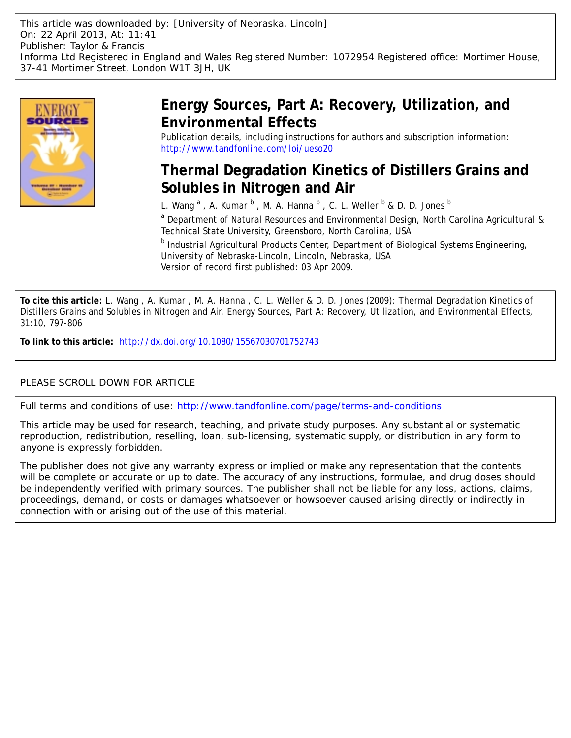This article was downloaded by: [University of Nebraska, Lincoln]
On: 22 April 2013, At: 11:41
Publisher: Taylor & Francis
Informa Ltd Registered in England and Wales Registered Number: 1072954 Registered office: Mortimer House, 37-41 Mortimer Street, London W1T 3JH, UK

# Energy Sources, Part A: Recovery, Utilization, and Environmental Effects

Publication details, including instructions for authors and subscription information:
http://www.tandfonline.com/loi/ueso20

# Thermal Degradation Kinetics of Distillers Grains and Solubles in Nitrogen and Air

L. Wang [a], A. Kumar [b], M. A. Hanna [b], C. L. Weller [b] & D. D. Jones [b]

[a] Department of Natural Resources and Environmental Design, North Carolina Agricultural & Technical State University, Greensboro, North Carolina, USA

[b] Industrial Agricultural Products Center, Department of Biological Systems Engineering, University of Nebraska-Lincoln, Lincoln, Nebraska, USA

Version of record first published: 03 Apr 2009.

**To cite this article:** L. Wang , A. Kumar , M. A. Hanna , C. L. Weller & D. D. Jones (2009): Thermal Degradation Kinetics of Distillers Grains and Solubles in Nitrogen and Air, Energy Sources, Part A: Recovery, Utilization, and Environmental Effects, 31:10, 797-806

**To link to this article:** http://dx.doi.org/10.1080/15567030701752743

PLEASE SCROLL DOWN FOR ARTICLE

Full terms and conditions of use: http://www.tandfonline.com/page/terms-and-conditions

This article may be used for research, teaching, and private study purposes. Any substantial or systematic reproduction, redistribution, reselling, loan, sub-licensing, systematic supply, or distribution in any form to anyone is expressly forbidden.

The publisher does not give any warranty express or implied or make any representation that the contents will be complete or accurate or up to date. The accuracy of any instructions, formulae, and drug doses should be independently verified with primary sources. The publisher shall not be liable for any loss, actions, claims, proceedings, demand, or costs or damages whatsoever or howsoever caused arising directly or indirectly in connection with or arising out of the use of this material.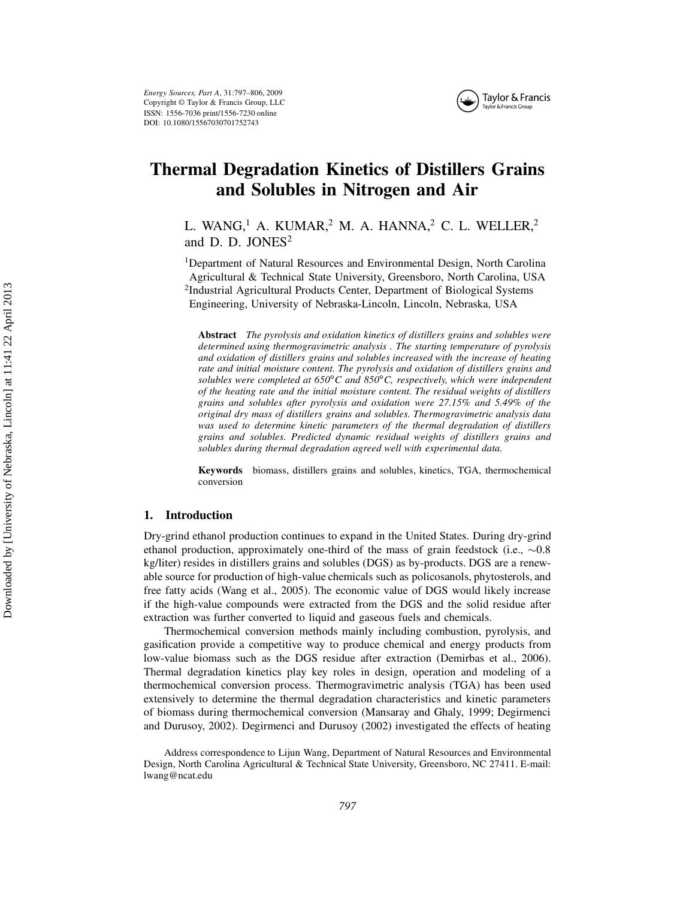# Thermal Degradation Kinetics of Distillers Grains and Solubles in Nitrogen and Air

L. WANG,[1] A. KUMAR,[2] M. A. HANNA,[2] C. L. WELLER,[2] and D. D. JONES[2]

[1]Department of Natural Resources and Environmental Design, North Carolina Agricultural & Technical State University, Greensboro, North Carolina, USA

[2]Industrial Agricultural Products Center, Department of Biological Systems Engineering, University of Nebraska-Lincoln, Lincoln, Nebraska, USA

**Abstract** *The pyrolysis and oxidation kinetics of distillers grains and solubles were determined using thermogravimetric analysis . The starting temperature of pyrolysis and oxidation of distillers grains and solubles increased with the increase of heating rate and initial moisture content. The pyrolysis and oxidation of distillers grains and solubles were completed at 650°C and 850°C, respectively, which were independent of the heating rate and the initial moisture content. The residual weights of distillers grains and solubles after pyrolysis and oxidation were 27.15% and 5.49% of the original dry mass of distillers grains and solubles. Thermogravimetric analysis data was used to determine kinetic parameters of the thermal degradation of distillers grains and solubles. Predicted dynamic residual weights of distillers grains and solubles during thermal degradation agreed well with experimental data.*

**Keywords** biomass, distillers grains and solubles, kinetics, TGA, thermochemical conversion

## 1. Introduction

Dry-grind ethanol production continues to expand in the United States. During dry-grind ethanol production, approximately one-third of the mass of grain feedstock (i.e., ∼0.8 kg/liter) resides in distillers grains and solubles (DGS) as by-products. DGS are a renewable source for production of high-value chemicals such as policosanols, phytosterols, and free fatty acids (Wang et al., 2005). The economic value of DGS would likely increase if the high-value compounds were extracted from the DGS and the solid residue after extraction was further converted to liquid and gaseous fuels and chemicals.

Thermochemical conversion methods mainly including combustion, pyrolysis, and gasification provide a competitive way to produce chemical and energy products from low-value biomass such as the DGS residue after extraction (Demirbas et al., 2006). Thermal degradation kinetics play key roles in design, operation and modeling of a thermochemical conversion process. Thermogravimetric analysis (TGA) has been used extensively to determine the thermal degradation characteristics and kinetic parameters of biomass during thermochemical conversion (Mansaray and Ghaly, 1999; Degirmenci and Durusoy, 2002). Degirmenci and Durusoy (2002) investigated the effects of heating

Address correspondence to Lijun Wang, Department of Natural Resources and Environmental Design, North Carolina Agricultural & Technical State University, Greensboro, NC 27411. E-mail: lwang@ncat.edu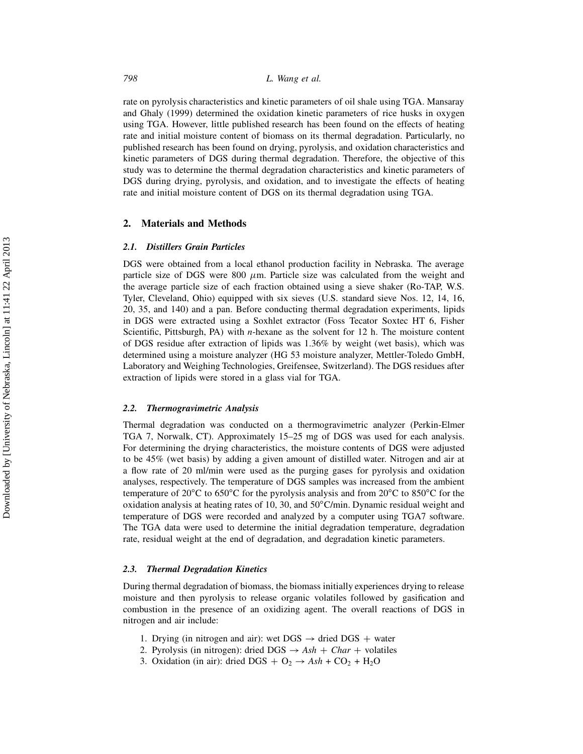rate on pyrolysis characteristics and kinetic parameters of oil shale using TGA. Mansaray and Ghaly (1999) determined the oxidation kinetic parameters of rice husks in oxygen using TGA. However, little published research has been found on the effects of heating rate and initial moisture content of biomass on its thermal degradation. Particularly, no published research has been found on drying, pyrolysis, and oxidation characteristics and kinetic parameters of DGS during thermal degradation. Therefore, the objective of this study was to determine the thermal degradation characteristics and kinetic parameters of DGS during drying, pyrolysis, and oxidation, and to investigate the effects of heating rate and initial moisture content of DGS on its thermal degradation using TGA.

## 2. Materials and Methods

### 2.1. Distillers Grain Particles

DGS were obtained from a local ethanol production facility in Nebraska. The average particle size of DGS were 800 $\mu$m. Particle size was calculated from the weight and the average particle size of each fraction obtained using a sieve shaker (Ro-TAP, W.S. Tyler, Cleveland, Ohio) equipped with six sieves (U.S. standard sieve Nos. 12, 14, 16, 20, 35, and 140) and a pan. Before conducting thermal degradation experiments, lipids in DGS were extracted using a Soxhlet extractor (Foss Tecator Soxtec HT 6, Fisher Scientific, Pittsburgh, PA) with *n*-hexane as the solvent for 12 h. The moisture content of DGS residue after extraction of lipids was 1.36% by weight (wet basis), which was determined using a moisture analyzer (HG 53 moisture analyzer, Mettler-Toledo GmbH, Laboratory and Weighing Technologies, Greifensee, Switzerland). The DGS residues after extraction of lipids were stored in a glass vial for TGA.

### 2.2. Thermogravimetric Analysis

Thermal degradation was conducted on a thermogravimetric analyzer (Perkin-Elmer TGA 7, Norwalk, CT). Approximately 15–25 mg of DGS was used for each analysis. For determining the drying characteristics, the moisture contents of DGS were adjusted to be 45% (wet basis) by adding a given amount of distilled water. Nitrogen and air at a flow rate of 20 ml/min were used as the purging gases for pyrolysis and oxidation analyses, respectively. The temperature of DGS samples was increased from the ambient temperature of 20°C to 650°C for the pyrolysis analysis and from 20°C to 850°C for the oxidation analysis at heating rates of 10, 30, and 50°C/min. Dynamic residual weight and temperature of DGS were recorded and analyzed by a computer using TGA7 software. The TGA data were used to determine the initial degradation temperature, degradation rate, residual weight at the end of degradation, and degradation kinetic parameters.

### 2.3. Thermal Degradation Kinetics

During thermal degradation of biomass, the biomass initially experiences drying to release moisture and then pyrolysis to release organic volatiles followed by gasification and combustion in the presence of an oxidizing agent. The overall reactions of DGS in nitrogen and air include:

1. Drying (in nitrogen and air): wet DGS $\rightarrow$ dried DGS + water
2. Pyrolysis (in nitrogen): dried DGS $\rightarrow$ *Ash* + *Char* + volatiles
3. Oxidation (in air): dried DGS + $O_2$ $\rightarrow$ *Ash* + $CO_2$ + $H_2O$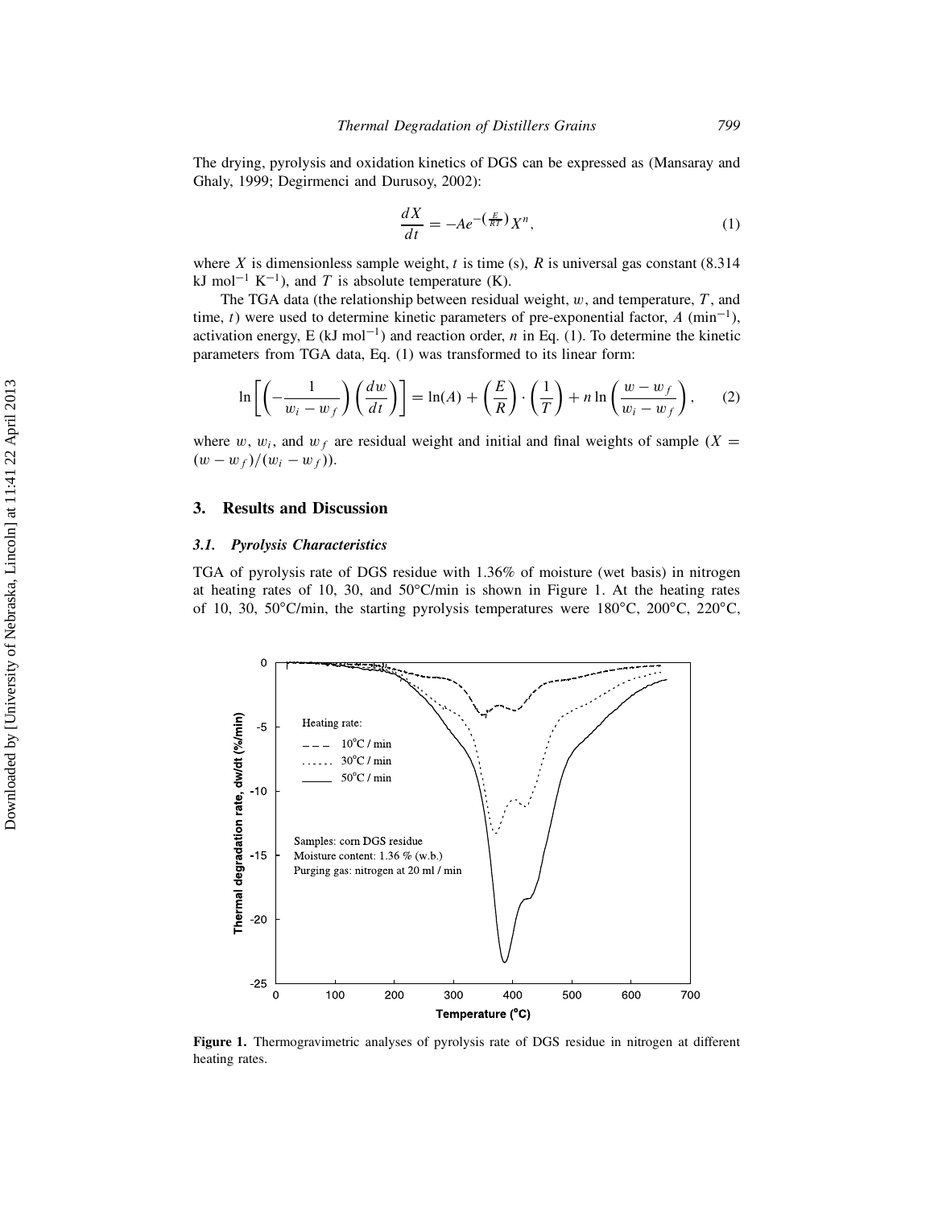The drying, pyrolysis and oxidation kinetics of DGS can be expressed as (Mansaray and Ghaly, 1999; Degirmenci and Durusoy, 2002):

$$\frac{dX}{dt} = -Ae^{-\left(\frac{E}{RT}\right)}X^n, \tag{1}$$

where $X$ is dimensionless sample weight, $t$ is time (s), $R$ is universal gas constant (8.314 kJ mol$^{-1}$ K$^{-1}$), and $T$ is absolute temperature (K).

The TGA data (the relationship between residual weight, $w$, and temperature, $T$, and time, $t$) were used to determine kinetic parameters of pre-exponential factor, $A$ (min$^{-1}$), activation energy, E (kJ mol$^{-1}$) and reaction order, $n$ in Eq. (1). To determine the kinetic parameters from TGA data, Eq. (1) was transformed to its linear form:

$$\ln\left[\left(-\frac{1}{w_i - w_f}\right)\left(\frac{dw}{dt}\right)\right] = \ln(A) + \left(\frac{E}{R}\right)\cdot\left(\frac{1}{T}\right) + n\ln\left(\frac{w - w_f}{w_i - w_f}\right), \tag{2}$$

where $w$, $w_i$, and $w_f$ are residual weight and initial and final weights of sample ($X = (w - w_f)/(w_i - w_f)$).

## 3. Results and Discussion

### 3.1. Pyrolysis Characteristics

TGA of pyrolysis rate of DGS residue with 1.36% of moisture (wet basis) in nitrogen at heating rates of 10, 30, and 50°C/min is shown in Figure 1. At the heating rates of 10, 30, 50°C/min, the starting pyrolysis temperatures were 180°C, 200°C, 220°C,

**Figure 1.** Thermogravimetric analyses of pyrolysis rate of DGS residue in nitrogen at different heating rates.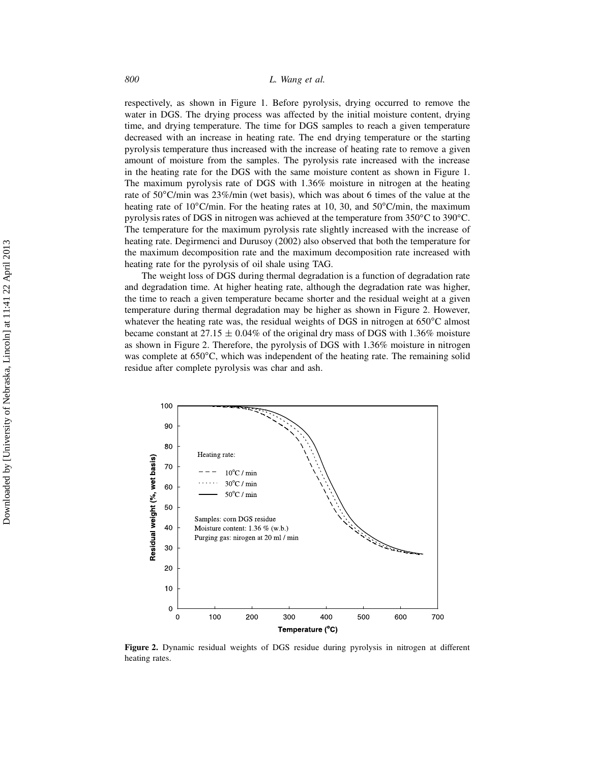respectively, as shown in Figure 1. Before pyrolysis, drying occurred to remove the water in DGS. The drying process was affected by the initial moisture content, drying time, and drying temperature. The time for DGS samples to reach a given temperature decreased with an increase in heating rate. The end drying temperature or the starting pyrolysis temperature thus increased with the increase of heating rate to remove a given amount of moisture from the samples. The pyrolysis rate increased with the increase in the heating rate for the DGS with the same moisture content as shown in Figure 1. The maximum pyrolysis rate of DGS with 1.36% moisture in nitrogen at the heating rate of 50°C/min was 23%/min (wet basis), which was about 6 times of the value at the heating rate of 10°C/min. For the heating rates at 10, 30, and 50°C/min, the maximum pyrolysis rates of DGS in nitrogen was achieved at the temperature from 350°C to 390°C. The temperature for the maximum pyrolysis rate slightly increased with the increase of heating rate. Degirmenci and Durusoy (2002) also observed that both the temperature for the maximum decomposition rate and the maximum decomposition rate increased with heating rate for the pyrolysis of oil shale using TAG.

The weight loss of DGS during thermal degradation is a function of degradation rate and degradation time. At higher heating rate, although the degradation rate was higher, the time to reach a given temperature became shorter and the residual weight at a given temperature during thermal degradation may be higher as shown in Figure 2. However, whatever the heating rate was, the residual weights of DGS in nitrogen at 650°C almost became constant at 27.15 ± 0.04% of the original dry mass of DGS with 1.36% moisture as shown in Figure 2. Therefore, the pyrolysis of DGS with 1.36% moisture in nitrogen was complete at 650°C, which was independent of the heating rate. The remaining solid residue after complete pyrolysis was char and ash.

**Figure 2.** Dynamic residual weights of DGS residue during pyrolysis in nitrogen at different heating rates.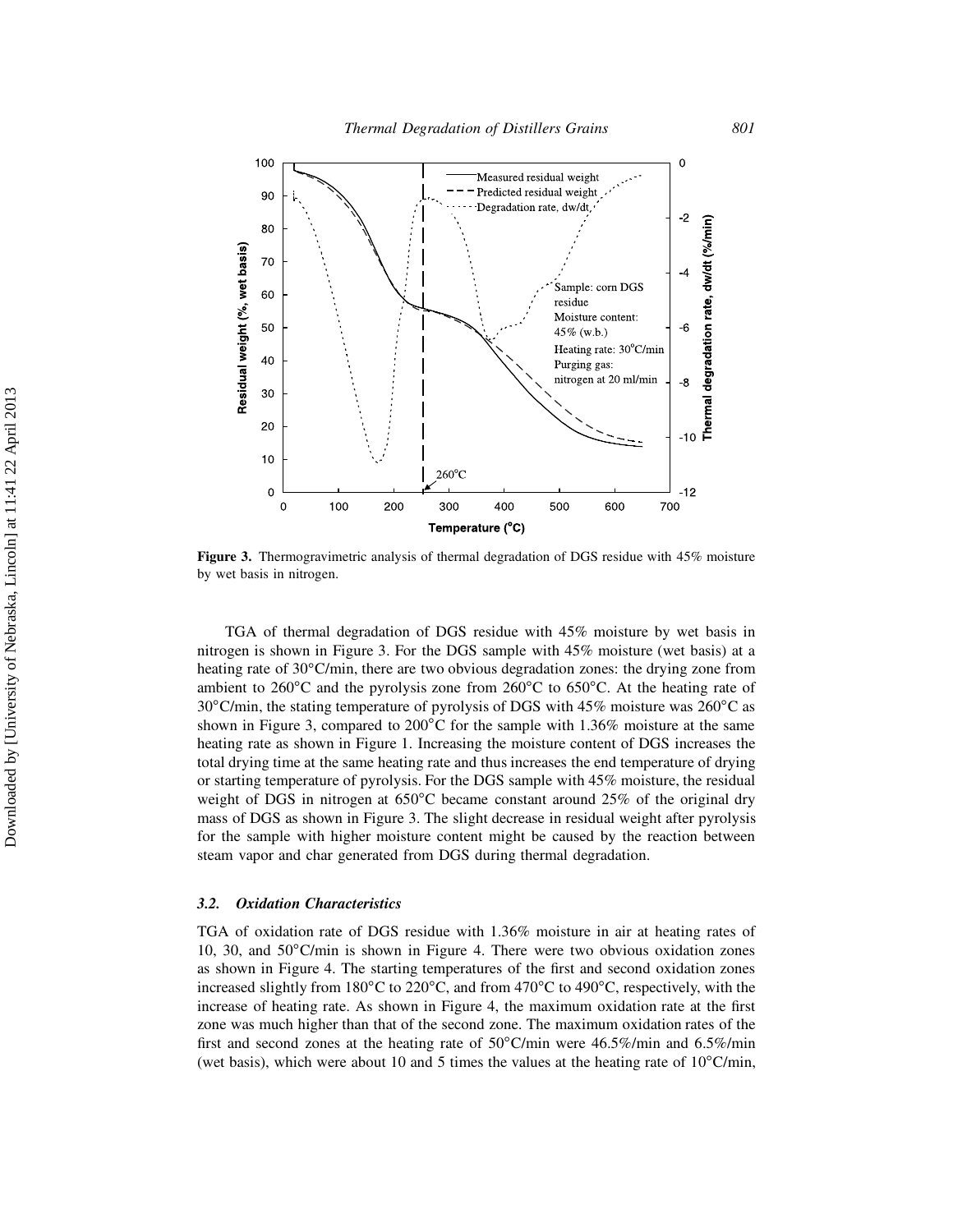**Figure 3.** Thermogravimetric analysis of thermal degradation of DGS residue with 45% moisture by wet basis in nitrogen.

TGA of thermal degradation of DGS residue with 45% moisture by wet basis in nitrogen is shown in Figure 3. For the DGS sample with 45% moisture (wet basis) at a heating rate of 30°C/min, there are two obvious degradation zones: the drying zone from ambient to 260°C and the pyrolysis zone from 260°C to 650°C. At the heating rate of 30°C/min, the stating temperature of pyrolysis of DGS with 45% moisture was 260°C as shown in Figure 3, compared to 200°C for the sample with 1.36% moisture at the same heating rate as shown in Figure 1. Increasing the moisture content of DGS increases the total drying time at the same heating rate and thus increases the end temperature of drying or starting temperature of pyrolysis. For the DGS sample with 45% moisture, the residual weight of DGS in nitrogen at 650°C became constant around 25% of the original dry mass of DGS as shown in Figure 3. The slight decrease in residual weight after pyrolysis for the sample with higher moisture content might be caused by the reaction between steam vapor and char generated from DGS during thermal degradation.

### 3.2. *Oxidation Characteristics*

TGA of oxidation rate of DGS residue with 1.36% moisture in air at heating rates of 10, 30, and 50°C/min is shown in Figure 4. There were two obvious oxidation zones as shown in Figure 4. The starting temperatures of the first and second oxidation zones increased slightly from 180°C to 220°C, and from 470°C to 490°C, respectively, with the increase of heating rate. As shown in Figure 4, the maximum oxidation rate at the first zone was much higher than that of the second zone. The maximum oxidation rates of the first and second zones at the heating rate of 50°C/min were 46.5%/min and 6.5%/min (wet basis), which were about 10 and 5 times the values at the heating rate of 10°C/min,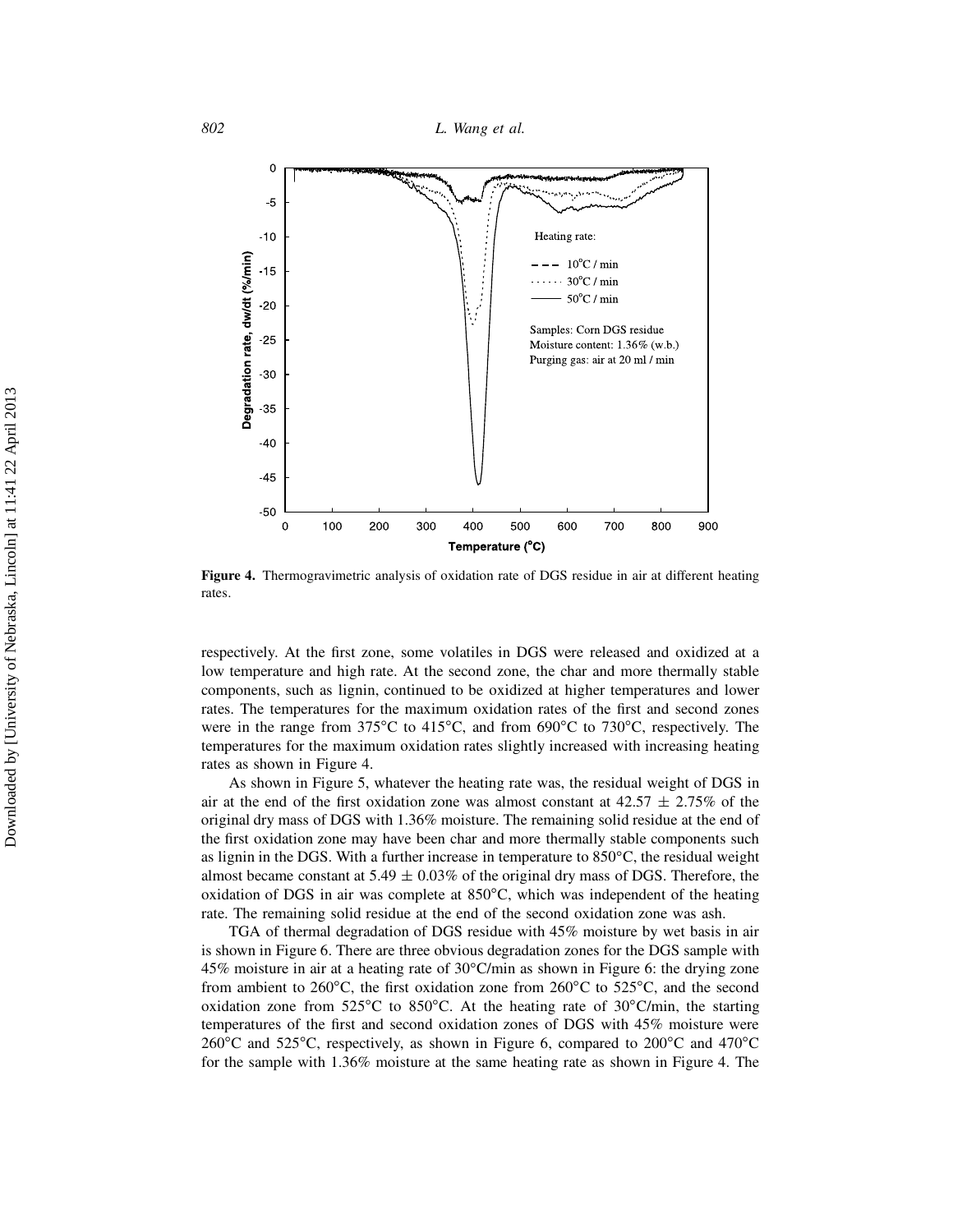**Figure 4.** Thermogravimetric analysis of oxidation rate of DGS residue in air at different heating rates.

respectively. At the first zone, some volatiles in DGS were released and oxidized at a low temperature and high rate. At the second zone, the char and more thermally stable components, such as lignin, continued to be oxidized at higher temperatures and lower rates. The temperatures for the maximum oxidation rates of the first and second zones were in the range from 375°C to 415°C, and from 690°C to 730°C, respectively. The temperatures for the maximum oxidation rates slightly increased with increasing heating rates as shown in Figure 4.

As shown in Figure 5, whatever the heating rate was, the residual weight of DGS in air at the end of the first oxidation zone was almost constant at $42.57 \pm 2.75\%$ of the original dry mass of DGS with 1.36% moisture. The remaining solid residue at the end of the first oxidation zone may have been char and more thermally stable components such as lignin in the DGS. With a further increase in temperature to 850°C, the residual weight almost became constant at $5.49 \pm 0.03\%$ of the original dry mass of DGS. Therefore, the oxidation of DGS in air was complete at 850°C, which was independent of the heating rate. The remaining solid residue at the end of the second oxidation zone was ash.

TGA of thermal degradation of DGS residue with 45% moisture by wet basis in air is shown in Figure 6. There are three obvious degradation zones for the DGS sample with 45% moisture in air at a heating rate of 30°C/min as shown in Figure 6: the drying zone from ambient to 260°C, the first oxidation zone from 260°C to 525°C, and the second oxidation zone from 525°C to 850°C. At the heating rate of 30°C/min, the starting temperatures of the first and second oxidation zones of DGS with 45% moisture were 260°C and 525°C, respectively, as shown in Figure 6, compared to 200°C and 470°C for the sample with 1.36% moisture at the same heating rate as shown in Figure 4. The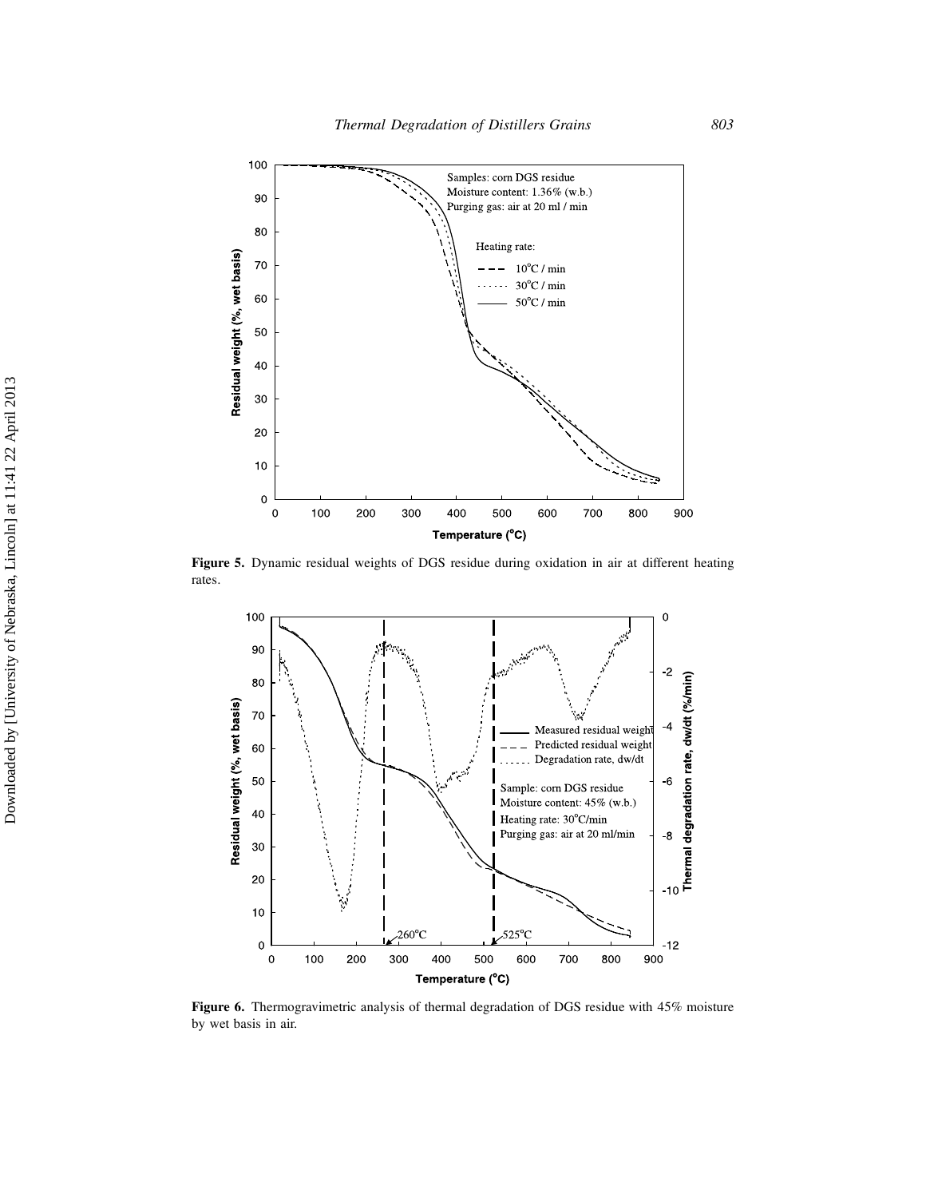**Figure 5.** Dynamic residual weights of DGS residue during oxidation in air at different heating rates.

**Figure 6.** Thermogravimetric analysis of thermal degradation of DGS residue with 45% moisture by wet basis in air.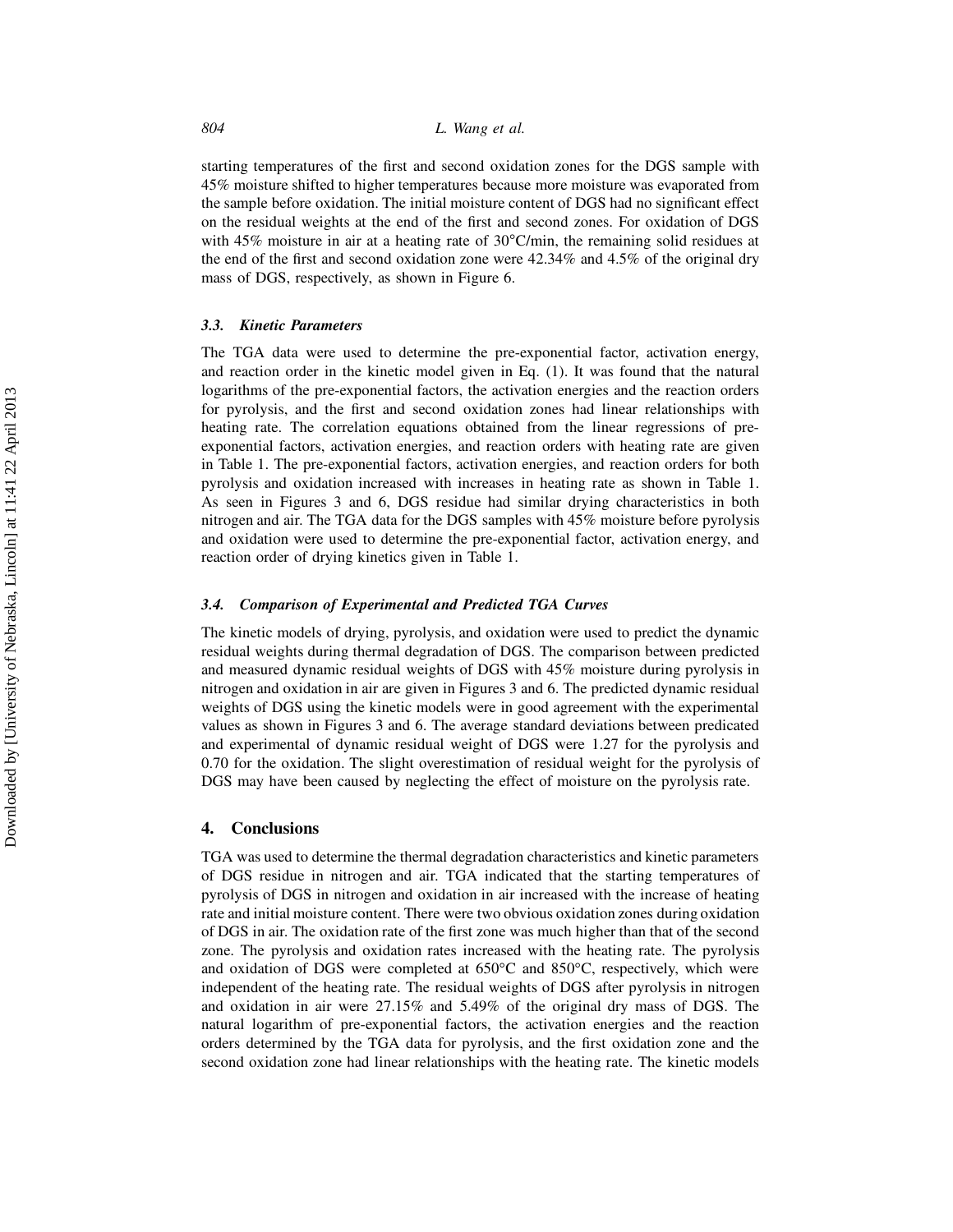starting temperatures of the first and second oxidation zones for the DGS sample with 45% moisture shifted to higher temperatures because more moisture was evaporated from the sample before oxidation. The initial moisture content of DGS had no significant effect on the residual weights at the end of the first and second zones. For oxidation of DGS with 45% moisture in air at a heating rate of 30°C/min, the remaining solid residues at the end of the first and second oxidation zone were 42.34% and 4.5% of the original dry mass of DGS, respectively, as shown in Figure 6.

### *3.3. Kinetic Parameters*

The TGA data were used to determine the pre-exponential factor, activation energy, and reaction order in the kinetic model given in Eq. (1). It was found that the natural logarithms of the pre-exponential factors, the activation energies and the reaction orders for pyrolysis, and the first and second oxidation zones had linear relationships with heating rate. The correlation equations obtained from the linear regressions of pre-exponential factors, activation energies, and reaction orders with heating rate are given in Table 1. The pre-exponential factors, activation energies, and reaction orders for both pyrolysis and oxidation increased with increases in heating rate as shown in Table 1. As seen in Figures 3 and 6, DGS residue had similar drying characteristics in both nitrogen and air. The TGA data for the DGS samples with 45% moisture before pyrolysis and oxidation were used to determine the pre-exponential factor, activation energy, and reaction order of drying kinetics given in Table 1.

### *3.4. Comparison of Experimental and Predicted TGA Curves*

The kinetic models of drying, pyrolysis, and oxidation were used to predict the dynamic residual weights during thermal degradation of DGS. The comparison between predicted and measured dynamic residual weights of DGS with 45% moisture during pyrolysis in nitrogen and oxidation in air are given in Figures 3 and 6. The predicted dynamic residual weights of DGS using the kinetic models were in good agreement with the experimental values as shown in Figures 3 and 6. The average standard deviations between predicated and experimental of dynamic residual weight of DGS were 1.27 for the pyrolysis and 0.70 for the oxidation. The slight overestimation of residual weight for the pyrolysis of DGS may have been caused by neglecting the effect of moisture on the pyrolysis rate.

## 4. Conclusions

TGA was used to determine the thermal degradation characteristics and kinetic parameters of DGS residue in nitrogen and air. TGA indicated that the starting temperatures of pyrolysis of DGS in nitrogen and oxidation in air increased with the increase of heating rate and initial moisture content. There were two obvious oxidation zones during oxidation of DGS in air. The oxidation rate of the first zone was much higher than that of the second zone. The pyrolysis and oxidation rates increased with the heating rate. The pyrolysis and oxidation of DGS were completed at 650°C and 850°C, respectively, which were independent of the heating rate. The residual weights of DGS after pyrolysis in nitrogen and oxidation in air were 27.15% and 5.49% of the original dry mass of DGS. The natural logarithm of pre-exponential factors, the activation energies and the reaction orders determined by the TGA data for pyrolysis, and the first oxidation zone and the second oxidation zone had linear relationships with the heating rate. The kinetic models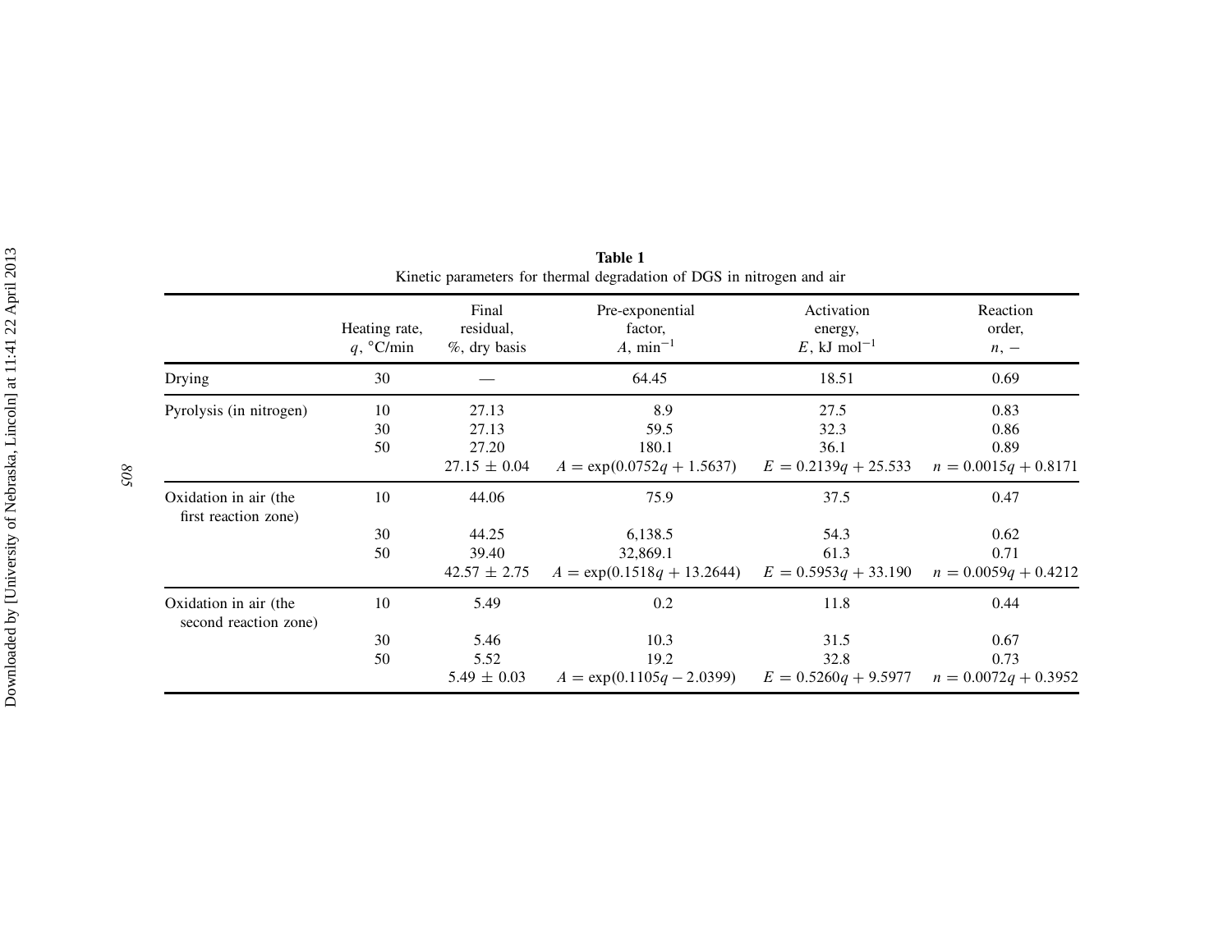**Table 1**
Kinetic parameters for thermal degradation of DGS in nitrogen and air

| | Heating rate, $q$, °C/min | Final residual, %, dry basis | Pre-exponential factor, $A$, min$^{-1}$ | Activation energy, $E$, kJ mol$^{-1}$ | Reaction order, $n$, – |
|---|---|---|---|---|---|
| Drying | 30 | — | 64.45 | 18.51 | 0.69 |
| Pyrolysis (in nitrogen) | 10 | 27.13 | 8.9 | 27.5 | 0.83 |
| | 30 | 27.13 | 59.5 | 32.3 | 0.86 |
| | 50 | 27.20 | 180.1 | 36.1 | 0.89 |
| | | 27.15 ± 0.04 | $A = \exp(0.0752q + 1.5637)$ | $E = 0.2139q + 25.533$ | $n = 0.0015q + 0.8171$ |
| Oxidation in air (the first reaction zone) | 10 | 44.06 | 75.9 | 37.5 | 0.47 |
| | 30 | 44.25 | 6,138.5 | 54.3 | 0.62 |
| | 50 | 39.40 | 32,869.1 | 61.3 | 0.71 |
| | | 42.57 ± 2.75 | $A = \exp(0.1518q + 13.2644)$ | $E = 0.5953q + 33.190$ | $n = 0.0059q + 0.4212$ |
| Oxidation in air (the second reaction zone) | 10 | 5.49 | 0.2 | 11.8 | 0.44 |
| | 30 | 5.46 | 10.3 | 31.5 | 0.67 |
| | 50 | 5.52 | 19.2 | 32.8 | 0.73 |
| | | 5.49 ± 0.03 | $A = \exp(0.1105q - 2.0399)$ | $E = 0.5260q + 9.5977$ | $n = 0.0072q + 0.3952$ |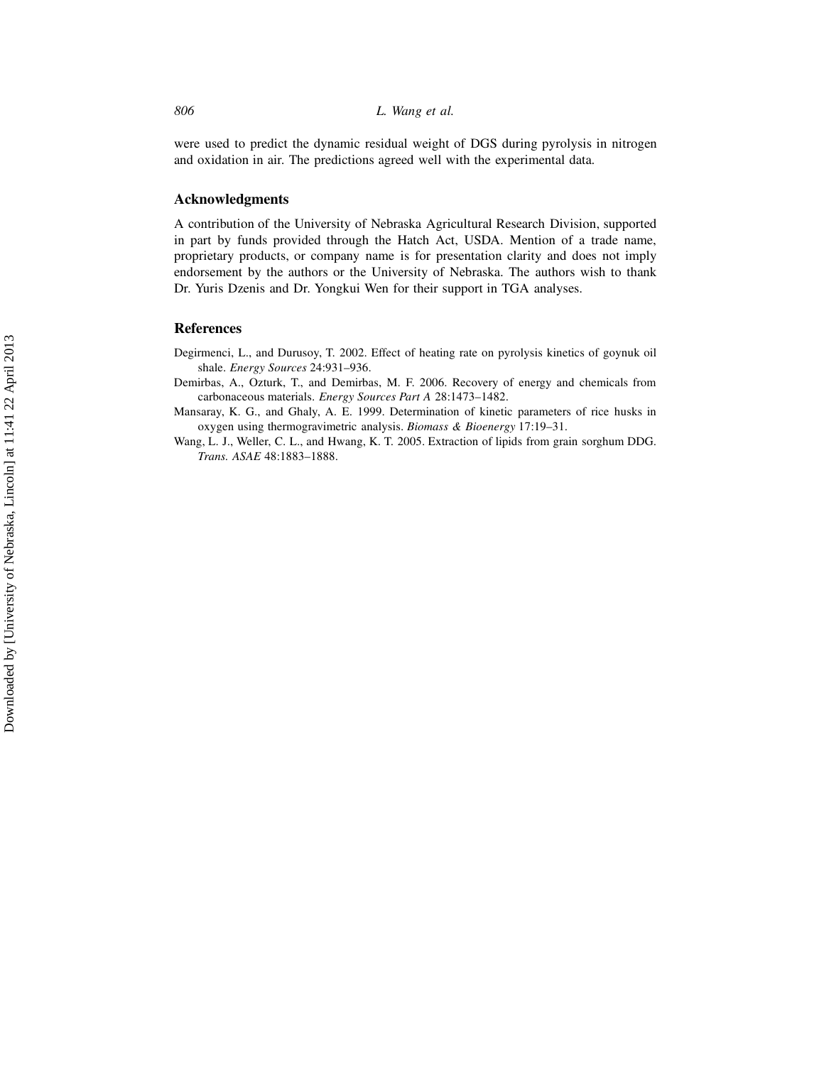were used to predict the dynamic residual weight of DGS during pyrolysis in nitrogen and oxidation in air. The predictions agreed well with the experimental data.

## Acknowledgments

A contribution of the University of Nebraska Agricultural Research Division, supported in part by funds provided through the Hatch Act, USDA. Mention of a trade name, proprietary products, or company name is for presentation clarity and does not imply endorsement by the authors or the University of Nebraska. The authors wish to thank Dr. Yuris Dzenis and Dr. Yongkui Wen for their support in TGA analyses.

## References

Degirmenci, L., and Durusoy, T. 2002. Effect of heating rate on pyrolysis kinetics of goynuk oil shale. *Energy Sources* 24:931–936.

Demirbas, A., Ozturk, T., and Demirbas, M. F. 2006. Recovery of energy and chemicals from carbonaceous materials. *Energy Sources Part A* 28:1473–1482.

Mansaray, K. G., and Ghaly, A. E. 1999. Determination of kinetic parameters of rice husks in oxygen using thermogravimetric analysis. *Biomass & Bioenergy* 17:19–31.

Wang, L. J., Weller, C. L., and Hwang, K. T. 2005. Extraction of lipids from grain sorghum DDG. *Trans. ASAE* 48:1883–1888.